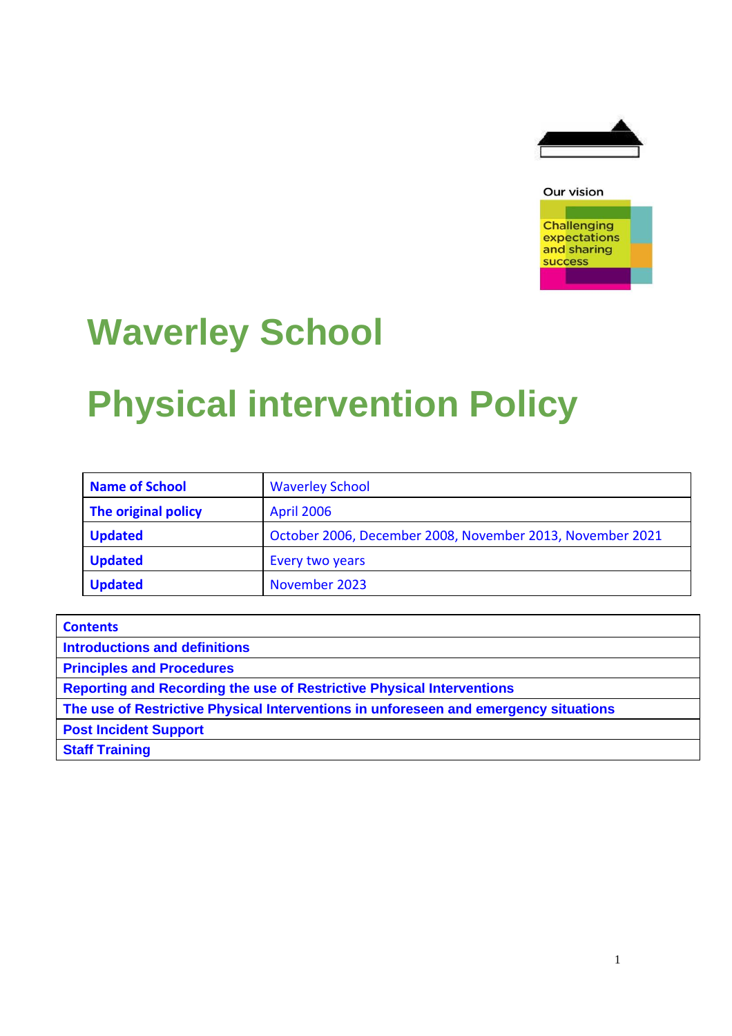Our vision

Challenging expectations and sharing success

# Waverley School

# Physical intervention Policy

| **Name of School** | Waverley School |
|---|---|
| **The original policy** | April 2006 |
| **Updated** | October 2006, December 2008, November 2013, November 2021 |
| **Updated** | Every two years |
| **Updated** | November 2023 |

| **Contents** |
|---|
| **Introductions and definitions** |
| **Principles and Procedures** |
| **Reporting and Recording the use of Restrictive Physical Interventions** |
| **The use of Restrictive Physical Interventions in unforeseen and emergency situations** |
| **Post Incident Support** |
| **Staff Training** |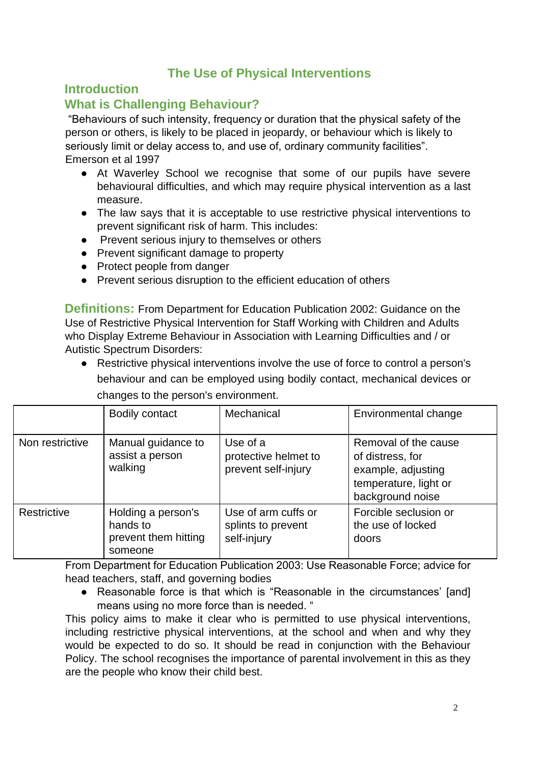# The Use of Physical Interventions

## Introduction

## What is Challenging Behaviour?

"Behaviours of such intensity, frequency or duration that the physical safety of the person or others, is likely to be placed in jeopardy, or behaviour which is likely to seriously limit or delay access to, and use of, ordinary community facilities". Emerson et al 1997

- At Waverley School we recognise that some of our pupils have severe behavioural difficulties, and which may require physical intervention as a last measure.
- The law says that it is acceptable to use restrictive physical interventions to prevent significant risk of harm. This includes:
- Prevent serious injury to themselves or others
- Prevent significant damage to property
- Protect people from danger
- Prevent serious disruption to the efficient education of others

**Definitions:** From Department for Education Publication 2002: Guidance on the Use of Restrictive Physical Intervention for Staff Working with Children and Adults who Display Extreme Behaviour in Association with Learning Difficulties and / or Autistic Spectrum Disorders:

- Restrictive physical interventions involve the use of force to control a person's behaviour and can be employed using bodily contact, mechanical devices or changes to the person's environment.

| | Bodily contact | Mechanical | Environmental change |
|---|---|---|---|
| Non restrictive | Manual guidance to assist a person walking | Use of a protective helmet to prevent self-injury | Removal of the cause of distress, for example, adjusting temperature, light or background noise |
| Restrictive | Holding a person's hands to prevent them hitting someone | Use of arm cuffs or splints to prevent self-injury | Forcible seclusion or the use of locked doors |

From Department for Education Publication 2003: Use Reasonable Force; advice for head teachers, staff, and governing bodies

- Reasonable force is that which is "Reasonable in the circumstances' [and] means using no more force than is needed. "

This policy aims to make it clear who is permitted to use physical interventions, including restrictive physical interventions, at the school and when and why they would be expected to do so. It should be read in conjunction with the Behaviour Policy. The school recognises the importance of parental involvement in this as they are the people who know their child best.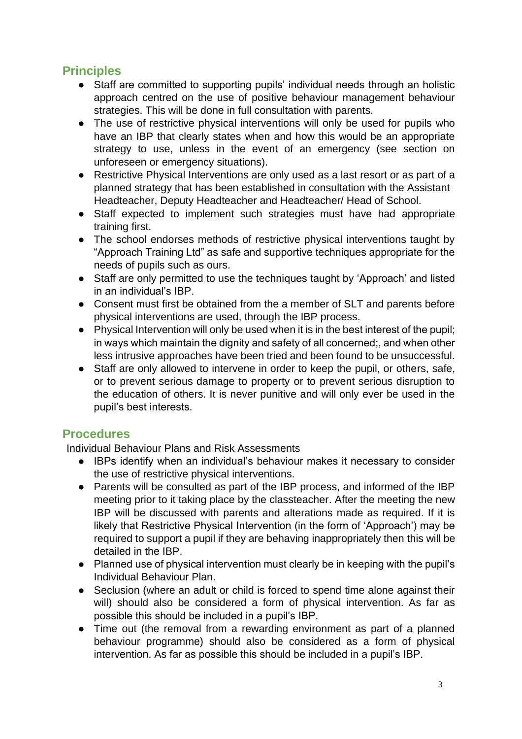## Principles

- Staff are committed to supporting pupils' individual needs through an holistic approach centred on the use of positive behaviour management behaviour strategies. This will be done in full consultation with parents.
- The use of restrictive physical interventions will only be used for pupils who have an IBP that clearly states when and how this would be an appropriate strategy to use, unless in the event of an emergency (see section on unforeseen or emergency situations).
- Restrictive Physical Interventions are only used as a last resort or as part of a planned strategy that has been established in consultation with the Assistant Headteacher, Deputy Headteacher and Headteacher/ Head of School.
- Staff expected to implement such strategies must have had appropriate training first.
- The school endorses methods of restrictive physical interventions taught by "Approach Training Ltd" as safe and supportive techniques appropriate for the needs of pupils such as ours.
- Staff are only permitted to use the techniques taught by 'Approach' and listed in an individual's IBP.
- Consent must first be obtained from the a member of SLT and parents before physical interventions are used, through the IBP process.
- Physical Intervention will only be used when it is in the best interest of the pupil; in ways which maintain the dignity and safety of all concerned;, and when other less intrusive approaches have been tried and been found to be unsuccessful.
- Staff are only allowed to intervene in order to keep the pupil, or others, safe, or to prevent serious damage to property or to prevent serious disruption to the education of others. It is never punitive and will only ever be used in the pupil's best interests.

## Procedures

Individual Behaviour Plans and Risk Assessments

- IBPs identify when an individual's behaviour makes it necessary to consider the use of restrictive physical interventions.
- Parents will be consulted as part of the IBP process, and informed of the IBP meeting prior to it taking place by the classteacher. After the meeting the new IBP will be discussed with parents and alterations made as required. If it is likely that Restrictive Physical Intervention (in the form of 'Approach') may be required to support a pupil if they are behaving inappropriately then this will be detailed in the IBP.
- Planned use of physical intervention must clearly be in keeping with the pupil's Individual Behaviour Plan.
- Seclusion (where an adult or child is forced to spend time alone against their will) should also be considered a form of physical intervention. As far as possible this should be included in a pupil's IBP.
- Time out (the removal from a rewarding environment as part of a planned behaviour programme) should also be considered as a form of physical intervention. As far as possible this should be included in a pupil's IBP.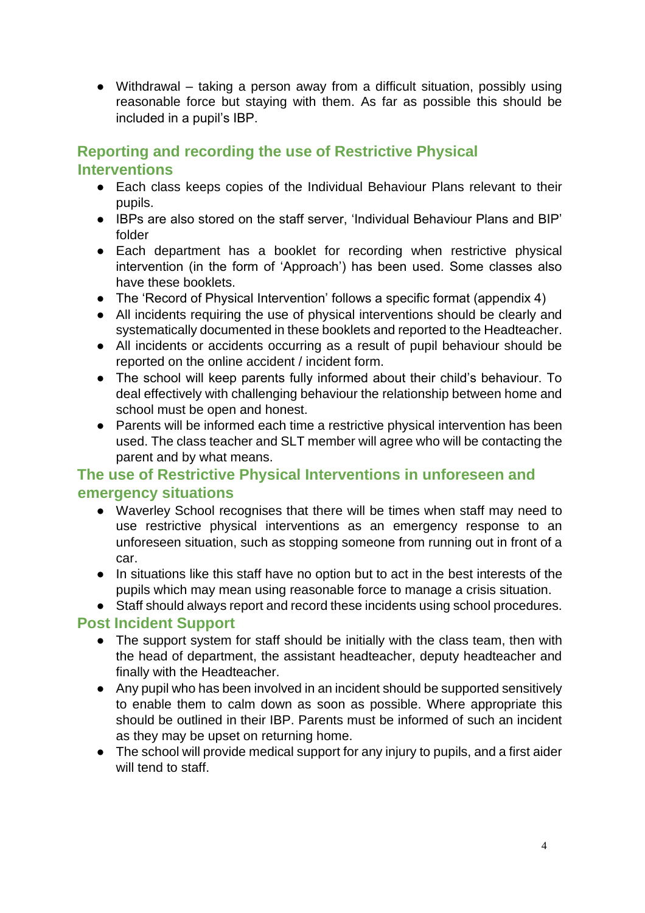- Withdrawal – taking a person away from a difficult situation, possibly using reasonable force but staying with them. As far as possible this should be included in a pupil's IBP.

## Reporting and recording the use of Restrictive Physical Interventions

- Each class keeps copies of the Individual Behaviour Plans relevant to their pupils.
- IBPs are also stored on the staff server, 'Individual Behaviour Plans and BIP' folder
- Each department has a booklet for recording when restrictive physical intervention (in the form of 'Approach') has been used. Some classes also have these booklets.
- The 'Record of Physical Intervention' follows a specific format (appendix 4)
- All incidents requiring the use of physical interventions should be clearly and systematically documented in these booklets and reported to the Headteacher.
- All incidents or accidents occurring as a result of pupil behaviour should be reported on the online accident / incident form.
- The school will keep parents fully informed about their child's behaviour. To deal effectively with challenging behaviour the relationship between home and school must be open and honest.
- Parents will be informed each time a restrictive physical intervention has been used. The class teacher and SLT member will agree who will be contacting the parent and by what means.

## The use of Restrictive Physical Interventions in unforeseen and emergency situations

- Waverley School recognises that there will be times when staff may need to use restrictive physical interventions as an emergency response to an unforeseen situation, such as stopping someone from running out in front of a car.
- In situations like this staff have no option but to act in the best interests of the pupils which may mean using reasonable force to manage a crisis situation.
- Staff should always report and record these incidents using school procedures.

## Post Incident Support

- The support system for staff should be initially with the class team, then with the head of department, the assistant headteacher, deputy headteacher and finally with the Headteacher.
- Any pupil who has been involved in an incident should be supported sensitively to enable them to calm down as soon as possible. Where appropriate this should be outlined in their IBP. Parents must be informed of such an incident as they may be upset on returning home.
- The school will provide medical support for any injury to pupils, and a first aider will tend to staff.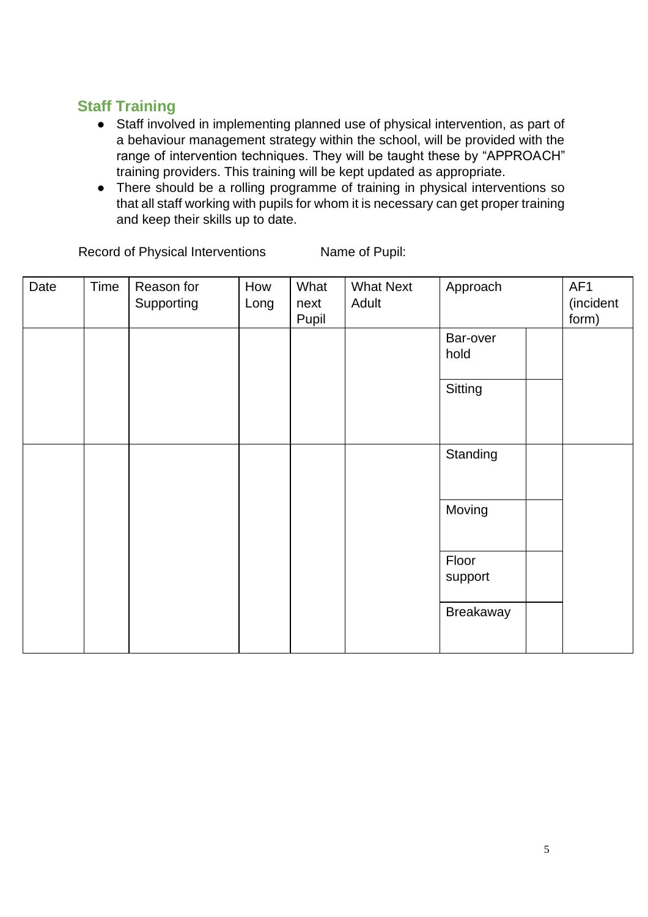## Staff Training

- Staff involved in implementing planned use of physical intervention, as part of a behaviour management strategy within the school, will be provided with the range of intervention techniques. They will be taught these by "APPROACH" training providers. This training will be kept updated as appropriate.
- There should be a rolling programme of training in physical interventions so that all staff working with pupils for whom it is necessary can get proper training and keep their skills up to date.

Record of Physical Interventions Name of Pupil:

| Date | Time | Reason for Supporting | How Long | What next Pupil | What Next Adult | Approach | | AF1 (incident form) |
|---|---|---|---|---|---|---|---|---|
| | | | | | | Bar-over hold | | |
| | | | | | | Sitting | | |
| | | | | | | Standing | | |
| | | | | | | Moving | | |
| | | | | | | Floor support | | |
| | | | | | | Breakaway | | |